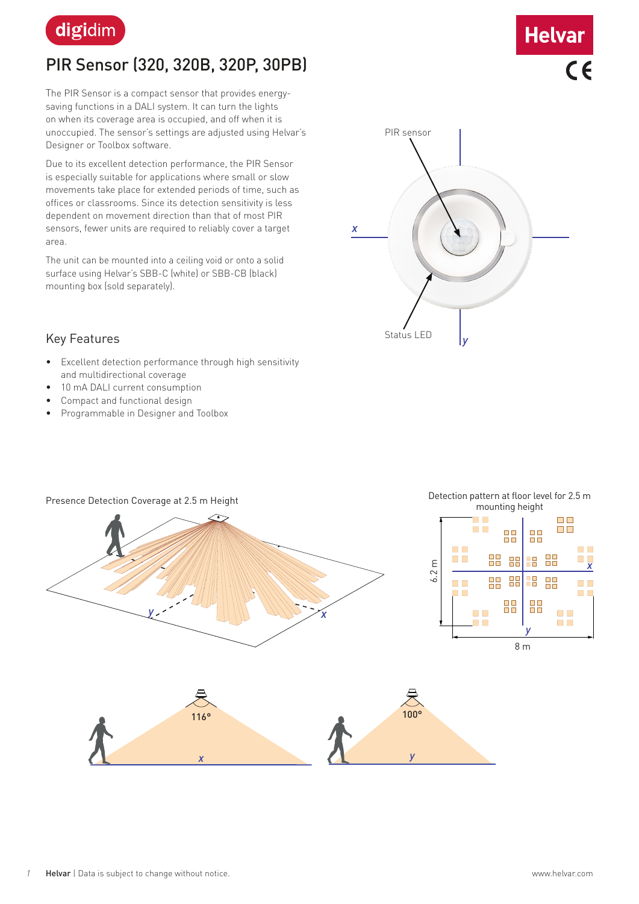digidim

# PIR Sensor (320, 320B, 320P, 30PB)

The PIR Sensor is a compact sensor that provides energy-saving functions in a DALI system. It can turn the lights on when its coverage area is occupied, and off when it is unoccupied. The sensor's settings are adjusted using Helvar's Designer or Toolbox software.

Due to its excellent detection performance, the PIR Sensor is especially suitable for applications where small or slow movements take place for extended periods of time, such as offices or classrooms. Since its detection sensitivity is less dependent on movement direction than that of most PIR sensors, fewer units are required to reliably cover a target area.

The unit can be mounted into a ceiling void or onto a solid surface using Helvar's SBB-C (white) or SBB-CB (black) mounting box (sold separately).

PIR sensor

Status LED

## Key Features

- Excellent detection performance through high sensitivity and multidirectional coverage
- 10 mA DALI current consumption
- Compact and functional design
- Programmable in Designer and Toolbox

Presence Detection Coverage at 2.5 m Height

Detection pattern at floor level for 2.5 m mounting height

6.2 m

8 m

116°

100°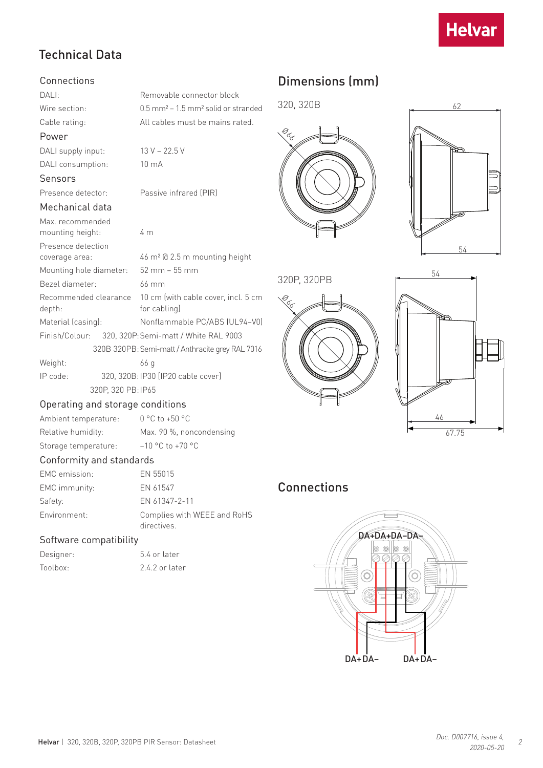## Technical Data

### Connections

| | |
|---|---|
| DALI: | Removable connector block |
| Wire section: | 0.5 mm² – 1.5 mm² solid or stranded |
| Cable rating: | All cables must be mains rated. |

### Power

| | |
|---|---|
| DALI supply input: | 13 V – 22.5 V |
| DALI consumption: | 10 mA |

### Sensors

| | |
|---|---|
| Presence detector: | Passive infrared (PIR) |

### Mechanical data

| | |
|---|---|
| Max. recommended mounting height: | 4 m |
| Presence detection coverage area: | 46 m² @ 2.5 m mounting height |
| Mounting hole diameter: | 52 mm – 55 mm |
| Bezel diameter: | 66 mm |
| Recommended clearance depth: | 10 cm (with cable cover, incl. 5 cm for cabling) |
| Material (casing): | Nonflammable PC/ABS (UL94-V0) |
| Finish/Colour: 320, 320P: | Semi-matt / White RAL 9003 |
| 320B 320PB: | Semi-matt / Anthracite grey RAL 7016 |
| Weight: | 66 g |
| IP code: 320, 320B: | IP30 (IP20 cable cover) |
| 320P, 320 PB: | IP65 |

### Operating and storage conditions

| | |
|---|---|
| Ambient temperature: | 0 °C to +50 °C |
| Relative humidity: | Max. 90 %, noncondensing |
| Storage temperature: | –10 °C to +70 °C |

### Conformity and standards

| | |
|---|---|
| EMC emission: | EN 55015 |
| EMC immunity: | EN 61547 |
| Safety: | EN 61347-2-11 |
| Environment: | Complies with WEEE and RoHS directives. |

### Software compatibility

| | |
|---|---|
| Designer: | 5.4 or later |
| Toolbox: | 2.4.2 or later |

## Dimensions (mm)

320, 320B

Ø66

62

54

320P, 320PB

Ø66

54

46

67.75

## Connections

DA+DA+DA–DA–

DA+DA–

DA+DA–